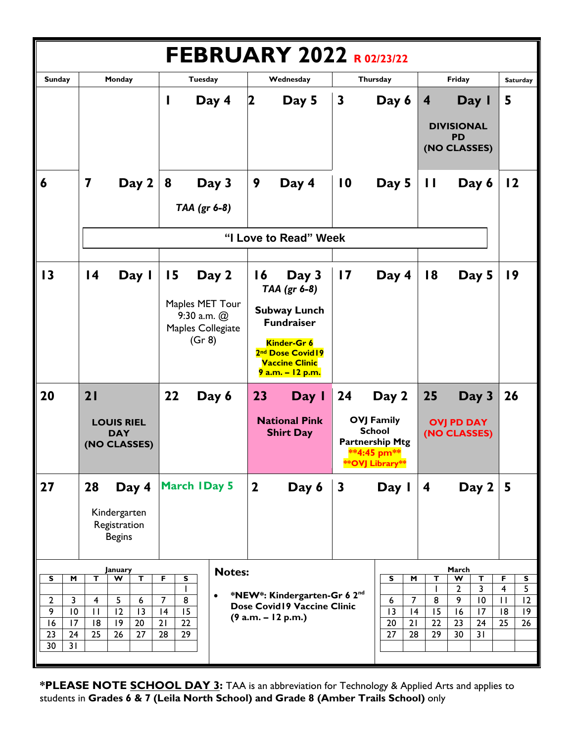# FEBRUARY 2022 R 02/23/22

| Sunday | Monday | Tuesday | Wednesday | Thursday | Friday | Saturday |
|---|---|---|---|---|---|---|
| | | 1 Day 4 | 2 Day 5 | 3 Day 6 | 4 Day 1<br>DIVISIONAL PD (NO CLASSES) | 5 |
| 6 | 7 Day 2 | 8 Day 3<br>*TAA (gr 6-8)* | 9 Day 4 | 10 Day 5 | 11 Day 6 | 12 |
| | "I Love to Read" Week | | | | | |
| 13 | 14 Day 1 | 15 Day 2<br>Maples MET Tour 9:30 a.m. @ Maples Collegiate (Gr 8) | 16 Day 3<br>*TAA (gr 6-8)*<br>**Subway Lunch Fundraiser**<br>**Kinder-Gr 6 2nd Dose Covid19 Vaccine Clinic 9 a.m. – 12 p.m.** | 17 Day 4 | 18 Day 5 | 19 |
| 20 | 21<br>LOUIS RIEL DAY (NO CLASSES) | 22 Day 6 | 23 Day 1<br>**National Pink Shirt Day** | 24 Day 2<br>**OVJ Family School Partnership Mtg**<br>**\*\*4:45 pm\*\***<br>**\*\*OVJ Library\*\*** | 25 Day 3<br>OVJ PD DAY (NO CLASSES) | 26 |
| 27 | 28 Day 4<br>Kindergarten Registration Begins | March 1 Day 5 | 2 Day 6 | 3 Day 1 | 4 Day 2 | 5 |

**January**

| S | M | T | W | T | F | S |
|---|---|---|---|---|---|---|
| | | | | | | 1 |
| 2 | 3 | 4 | 5 | 6 | 7 | 8 |
| 9 | 10 | 11 | 12 | 13 | 14 | 15 |
| 16 | 17 | 18 | 19 | 20 | 21 | 22 |
| 23 | 24 | 25 | 26 | 27 | 28 | 29 |
| 30 | 31 | | | | | |

**Notes:**

- **\*NEW\*: Kindergarten-Gr 6 2nd Dose Covid19 Vaccine Clinic (9 a.m. – 12 p.m.)**

**March**

| S | M | T | W | T | F | S |
|---|---|---|---|---|---|---|
| | | 1 | 2 | 3 | 4 | 5 |
| 6 | 7 | 8 | 9 | 10 | 11 | 12 |
| 13 | 14 | 15 | 16 | 17 | 18 | 19 |
| 20 | 21 | 22 | 23 | 24 | 25 | 26 |
| 27 | 28 | 29 | 30 | 31 | | |

**\*PLEASE NOTE SCHOOL DAY 3:** TAA is an abbreviation for Technology & Applied Arts and applies to students in **Grades 6 & 7 (Leila North School) and Grade 8 (Amber Trails School)** only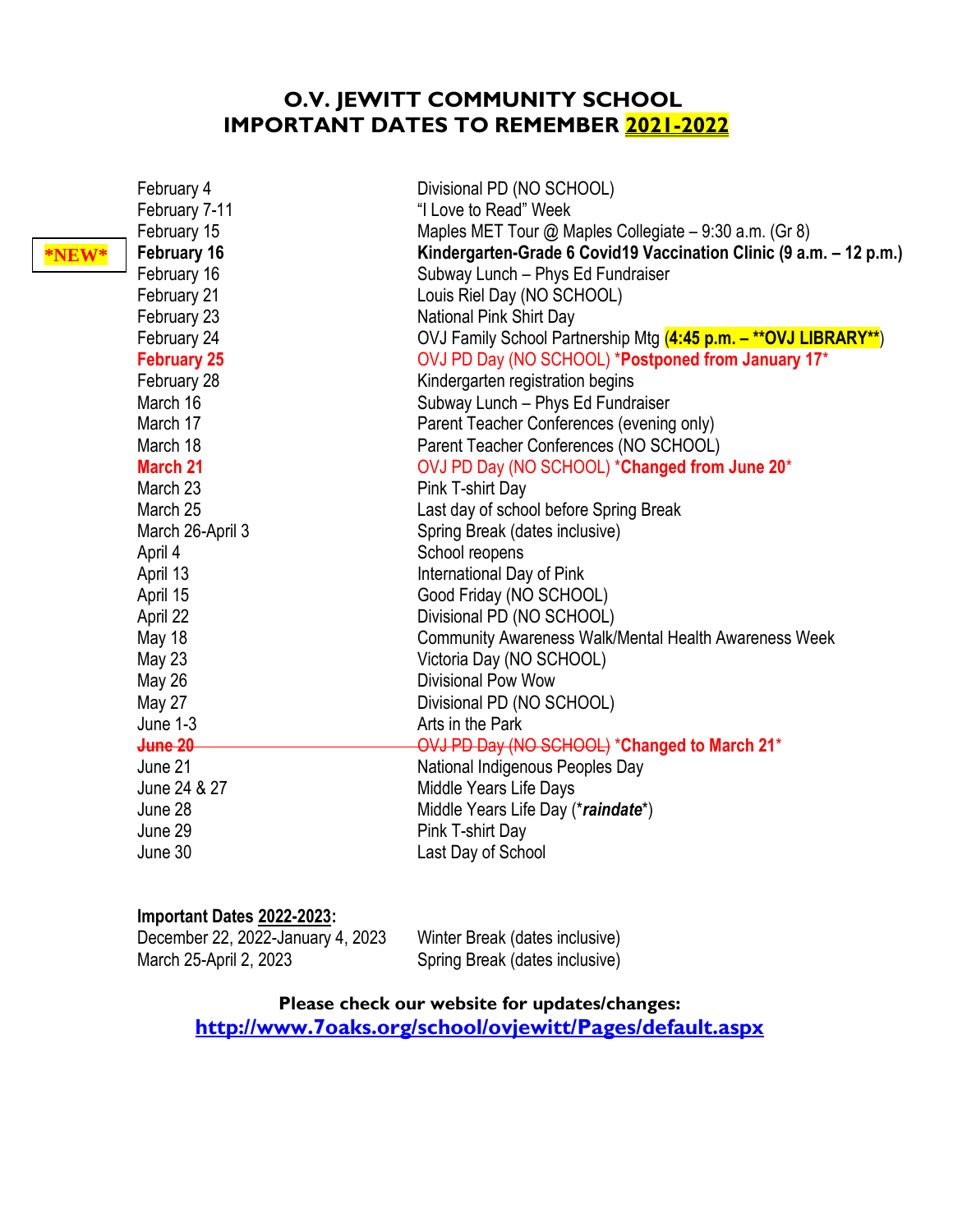# O.V. JEWITT COMMUNITY SCHOOL
# IMPORTANT DATES TO REMEMBER 2021-2022

| | | |
|---|---|---|
| | February 4 | Divisional PD (NO SCHOOL) |
| | February 7-11 | "I Love to Read" Week |
| | February 15 | Maples MET Tour @ Maples Collegiate – 9:30 a.m. (Gr 8) |
| **\*NEW\*** | **February 16** | **Kindergarten-Grade 6 Covid19 Vaccination Clinic (9 a.m. – 12 p.m.)** |
| | February 16 | Subway Lunch – Phys Ed Fundraiser |
| | February 21 | Louis Riel Day (NO SCHOOL) |
| | February 23 | National Pink Shirt Day |
| | February 24 | OVJ Family School Partnership Mtg (**4:45 p.m. – \*\*OVJ LIBRARY\*\***) |
| | **February 25** | OVJ PD Day (NO SCHOOL) \***Postponed from January 17**\* |
| | February 28 | Kindergarten registration begins |
| | March 16 | Subway Lunch – Phys Ed Fundraiser |
| | March 17 | Parent Teacher Conferences (evening only) |
| | March 18 | Parent Teacher Conferences (NO SCHOOL) |
| | **March 21** | OVJ PD Day (NO SCHOOL) \***Changed from June 20**\* |
| | March 23 | Pink T-shirt Day |
| | March 25 | Last day of school before Spring Break |
| | March 26-April 3 | Spring Break (dates inclusive) |
| | April 4 | School reopens |
| | April 13 | International Day of Pink |
| | April 15 | Good Friday (NO SCHOOL) |
| | April 22 | Divisional PD (NO SCHOOL) |
| | May 18 | Community Awareness Walk/Mental Health Awareness Week |
| | May 23 | Victoria Day (NO SCHOOL) |
| | May 26 | Divisional Pow Wow |
| | May 27 | Divisional PD (NO SCHOOL) |
| | June 1-3 | Arts in the Park |
| | ~~**June 20**~~ | ~~OVJ PD Day (NO SCHOOL)~~ \***Changed to March 21**\* |
| | June 21 | National Indigenous Peoples Day |
| | June 24 & 27 | Middle Years Life Days |
| | June 28 | Middle Years Life Day (\****raindate***\*) |
| | June 29 | Pink T-shirt Day |
| | June 30 | Last Day of School |

**Important Dates 2022-2023:**

| | |
|---|---|
| December 22, 2022-January 4, 2023 | Winter Break (dates inclusive) |
| March 25-April 2, 2023 | Spring Break (dates inclusive) |

**Please check our website for updates/changes:**
**http://www.7oaks.org/school/ovjewitt/Pages/default.aspx**